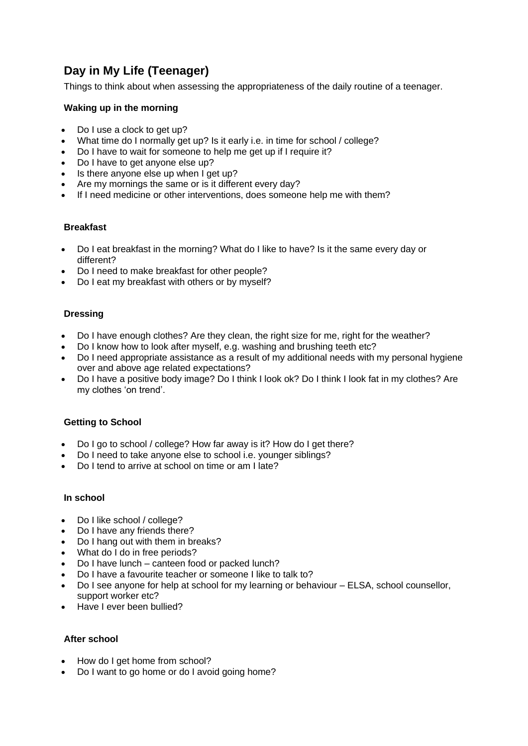# Day in My Life (Teenager)

Things to think about when assessing the appropriateness of the daily routine of a teenager.

### Waking up in the morning

- Do I use a clock to get up?
- What time do I normally get up? Is it early i.e. in time for school / college?
- Do I have to wait for someone to help me get up if I require it?
- Do I have to get anyone else up?
- Is there anyone else up when I get up?
- Are my mornings the same or is it different every day?
- If I need medicine or other interventions, does someone help me with them?

### Breakfast

- Do I eat breakfast in the morning? What do I like to have? Is it the same every day or different?
- Do I need to make breakfast for other people?
- Do I eat my breakfast with others or by myself?

### Dressing

- Do I have enough clothes? Are they clean, the right size for me, right for the weather?
- Do I know how to look after myself, e.g. washing and brushing teeth etc?
- Do I need appropriate assistance as a result of my additional needs with my personal hygiene over and above age related expectations?
- Do I have a positive body image? Do I think I look ok? Do I think I look fat in my clothes? Are my clothes 'on trend'.

### Getting to School

- Do I go to school / college? How far away is it? How do I get there?
- Do I need to take anyone else to school i.e. younger siblings?
- Do I tend to arrive at school on time or am I late?

### In school

- Do I like school / college?
- Do I have any friends there?
- Do I hang out with them in breaks?
- What do I do in free periods?
- Do I have lunch – canteen food or packed lunch?
- Do I have a favourite teacher or someone I like to talk to?
- Do I see anyone for help at school for my learning or behaviour – ELSA, school counsellor, support worker etc?
- Have I ever been bullied?

### After school

- How do I get home from school?
- Do I want to go home or do I avoid going home?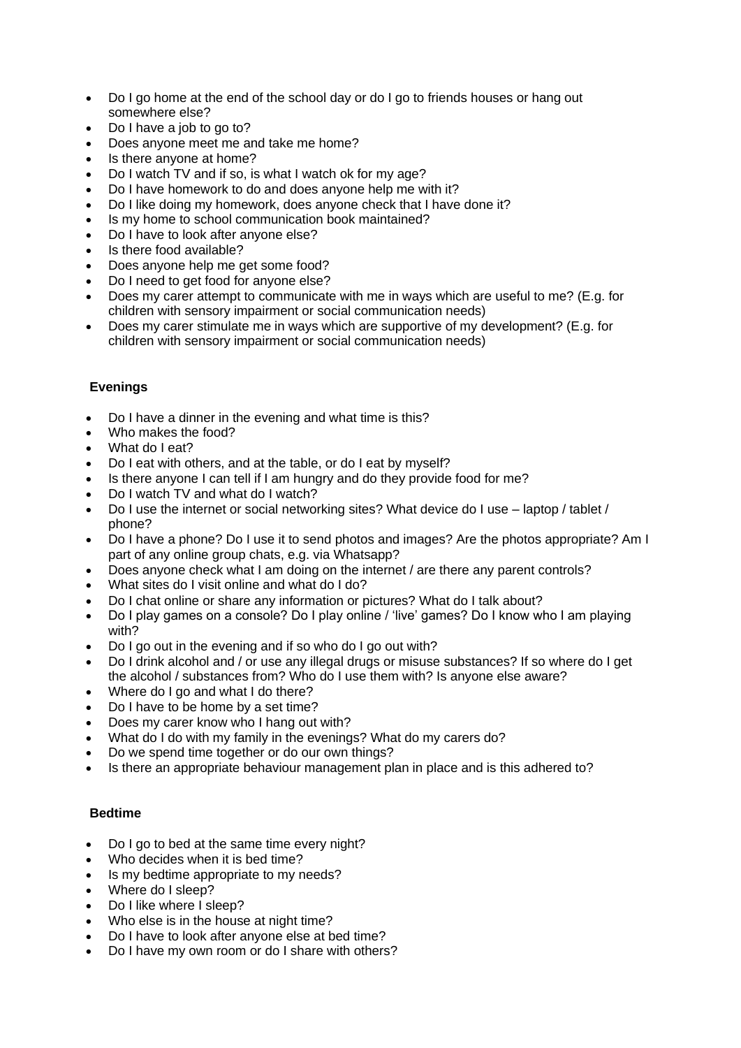- Do I go home at the end of the school day or do I go to friends houses or hang out somewhere else?
- Do I have a job to go to?
- Does anyone meet me and take me home?
- Is there anyone at home?
- Do I watch TV and if so, is what I watch ok for my age?
- Do I have homework to do and does anyone help me with it?
- Do I like doing my homework, does anyone check that I have done it?
- Is my home to school communication book maintained?
- Do I have to look after anyone else?
- Is there food available?
- Does anyone help me get some food?
- Do I need to get food for anyone else?
- Does my carer attempt to communicate with me in ways which are useful to me? (E.g. for children with sensory impairment or social communication needs)
- Does my carer stimulate me in ways which are supportive of my development? (E.g. for children with sensory impairment or social communication needs)

**Evenings**

- Do I have a dinner in the evening and what time is this?
- Who makes the food?
- What do I eat?
- Do I eat with others, and at the table, or do I eat by myself?
- Is there anyone I can tell if I am hungry and do they provide food for me?
- Do I watch TV and what do I watch?
- Do I use the internet or social networking sites? What device do I use – laptop / tablet / phone?
- Do I have a phone? Do I use it to send photos and images? Are the photos appropriate? Am I part of any online group chats, e.g. via Whatsapp?
- Does anyone check what I am doing on the internet / are there any parent controls?
- What sites do I visit online and what do I do?
- Do I chat online or share any information or pictures? What do I talk about?
- Do I play games on a console? Do I play online / 'live' games? Do I know who I am playing with?
- Do I go out in the evening and if so who do I go out with?
- Do I drink alcohol and / or use any illegal drugs or misuse substances? If so where do I get the alcohol / substances from? Who do I use them with? Is anyone else aware?
- Where do I go and what I do there?
- Do I have to be home by a set time?
- Does my carer know who I hang out with?
- What do I do with my family in the evenings? What do my carers do?
- Do we spend time together or do our own things?
- Is there an appropriate behaviour management plan in place and is this adhered to?

**Bedtime**

- Do I go to bed at the same time every night?
- Who decides when it is bed time?
- Is my bedtime appropriate to my needs?
- Where do I sleep?
- Do I like where I sleep?
- Who else is in the house at night time?
- Do I have to look after anyone else at bed time?
- Do I have my own room or do I share with others?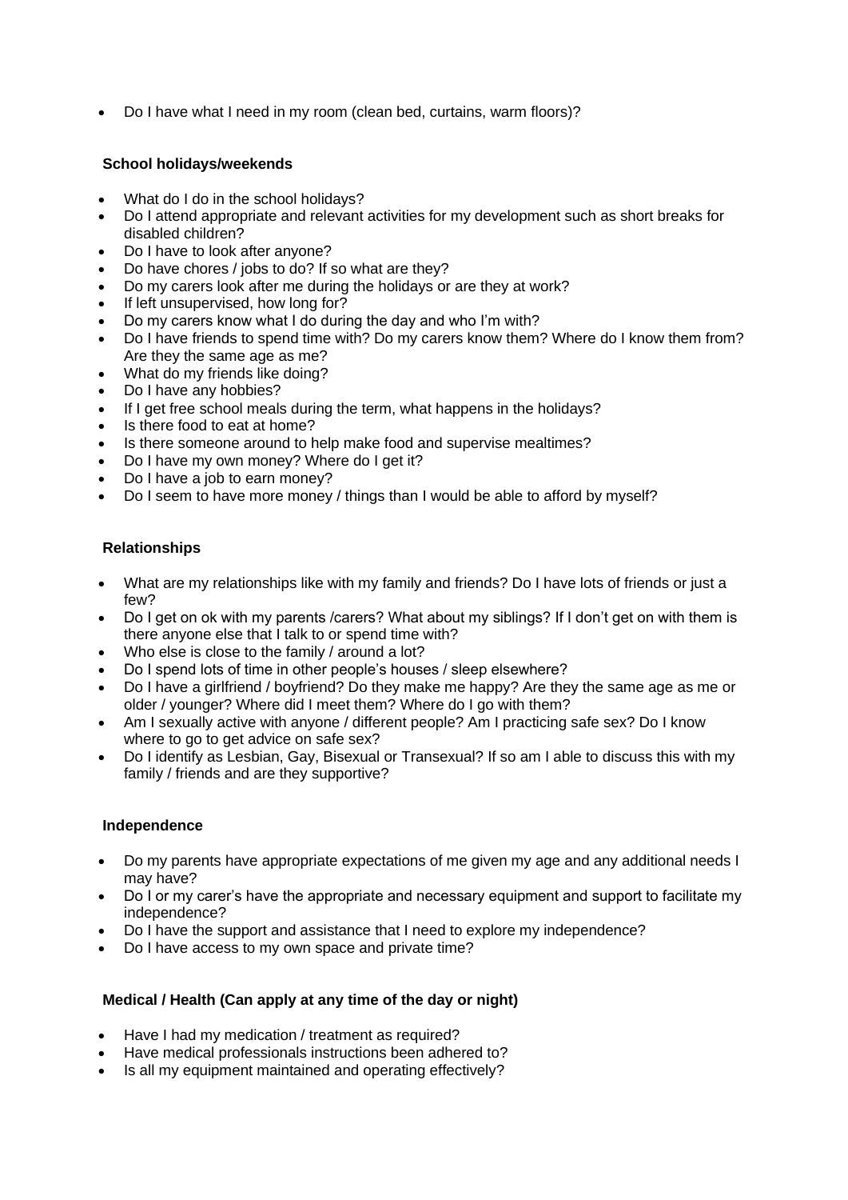- Do I have what I need in my room (clean bed, curtains, warm floors)?

**School holidays/weekends**

- What do I do in the school holidays?
- Do I attend appropriate and relevant activities for my development such as short breaks for disabled children?
- Do I have to look after anyone?
- Do have chores / jobs to do? If so what are they?
- Do my carers look after me during the holidays or are they at work?
- If left unsupervised, how long for?
- Do my carers know what I do during the day and who I'm with?
- Do I have friends to spend time with? Do my carers know them? Where do I know them from? Are they the same age as me?
- What do my friends like doing?
- Do I have any hobbies?
- If I get free school meals during the term, what happens in the holidays?
- Is there food to eat at home?
- Is there someone around to help make food and supervise mealtimes?
- Do I have my own money? Where do I get it?
- Do I have a job to earn money?
- Do I seem to have more money / things than I would be able to afford by myself?

**Relationships**

- What are my relationships like with my family and friends? Do I have lots of friends or just a few?
- Do I get on ok with my parents /carers? What about my siblings? If I don't get on with them is there anyone else that I talk to or spend time with?
- Who else is close to the family / around a lot?
- Do I spend lots of time in other people's houses / sleep elsewhere?
- Do I have a girlfriend / boyfriend? Do they make me happy? Are they the same age as me or older / younger? Where did I meet them? Where do I go with them?
- Am I sexually active with anyone / different people? Am I practicing safe sex? Do I know where to go to get advice on safe sex?
- Do I identify as Lesbian, Gay, Bisexual or Transexual? If so am I able to discuss this with my family / friends and are they supportive?

**Independence**

- Do my parents have appropriate expectations of me given my age and any additional needs I may have?
- Do I or my carer's have the appropriate and necessary equipment and support to facilitate my independence?
- Do I have the support and assistance that I need to explore my independence?
- Do I have access to my own space and private time?

**Medical / Health (Can apply at any time of the day or night)**

- Have I had my medication / treatment as required?
- Have medical professionals instructions been adhered to?
- Is all my equipment maintained and operating effectively?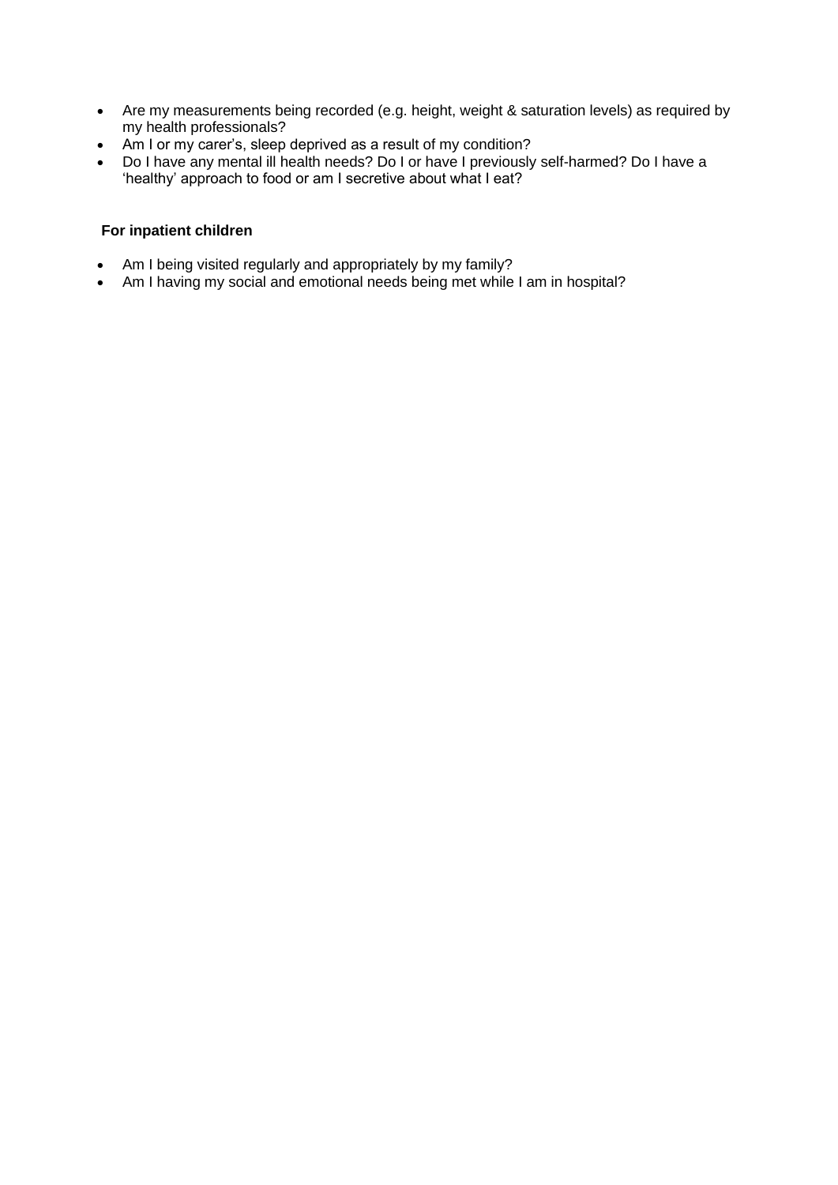- Are my measurements being recorded (e.g. height, weight & saturation levels) as required by my health professionals?
- Am I or my carer's, sleep deprived as a result of my condition?
- Do I have any mental ill health needs? Do I or have I previously self-harmed? Do I have a 'healthy' approach to food or am I secretive about what I eat?

**For inpatient children**

- Am I being visited regularly and appropriately by my family?
- Am I having my social and emotional needs being met while I am in hospital?